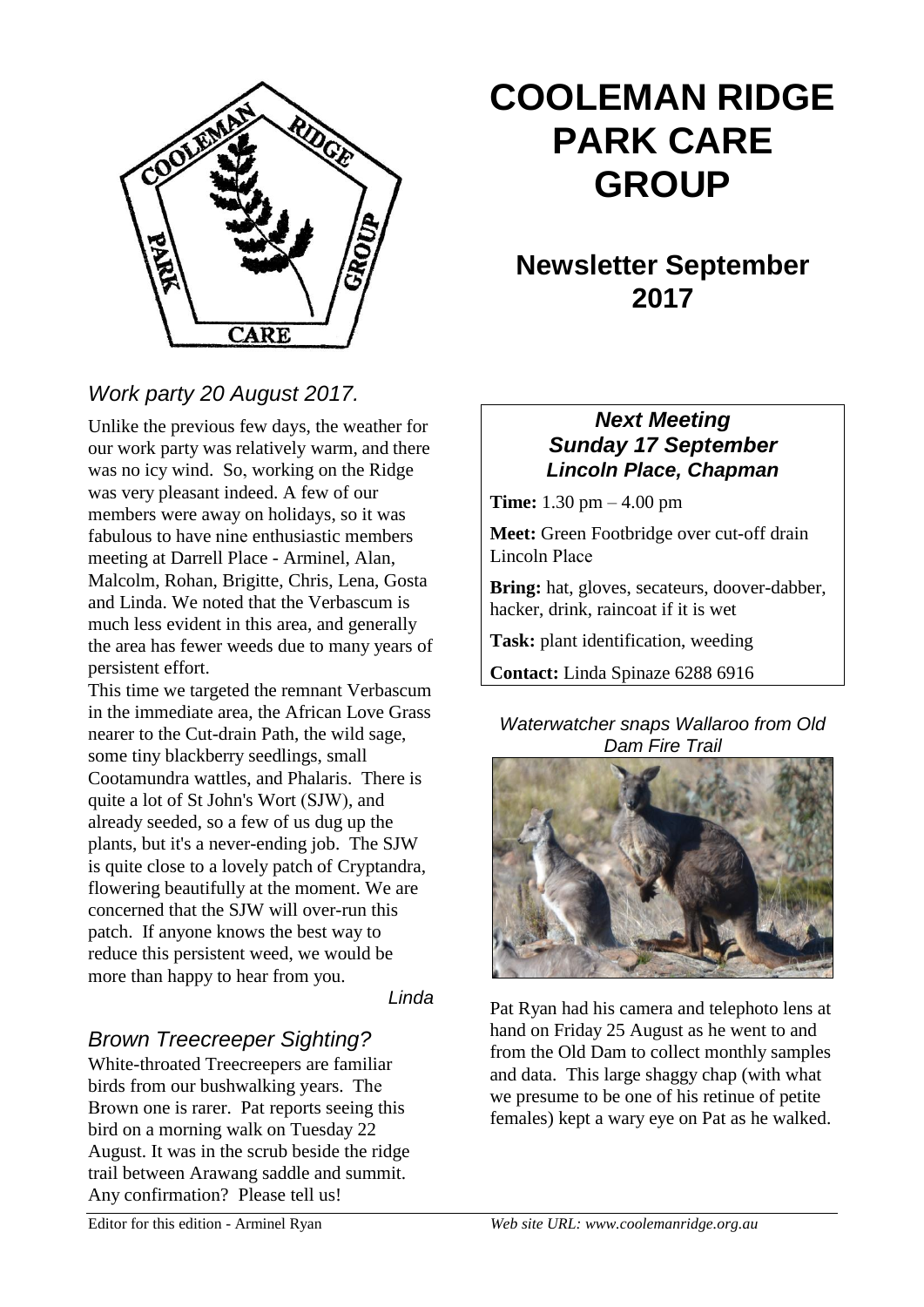# COOLEMAN RIDGE PARK CARE GROUP

## Newsletter September 2017

### *Work party 20 August 2017.*

Unlike the previous few days, the weather for our work party was relatively warm, and there was no icy wind. So, working on the Ridge was very pleasant indeed. A few of our members were away on holidays, so it was fabulous to have nine enthusiastic members meeting at Darrell Place - Arminel, Alan, Malcolm, Rohan, Brigitte, Chris, Lena, Gosta and Linda. We noted that the Verbascum is much less evident in this area, and generally the area has fewer weeds due to many years of persistent effort.

This time we targeted the remnant Verbascum in the immediate area, the African Love Grass nearer to the Cut-drain Path, the wild sage, some tiny blackberry seedlings, small Cootamundra wattles, and Phalaris. There is quite a lot of St John's Wort (SJW), and already seeded, so a few of us dug up the plants, but it's a never-ending job. The SJW is quite close to a lovely patch of Cryptandra, flowering beautifully at the moment. We are concerned that the SJW will over-run this patch. If anyone knows the best way to reduce this persistent weed, we would be more than happy to hear from you.

*Linda*

### *Brown Treecreeper Sighting?*

White-throated Treecreepers are familiar birds from our bushwalking years. The Brown one is rarer. Pat reports seeing this bird on a morning walk on Tuesday 22 August. It was in the scrub beside the ridge trail between Arawang saddle and summit. Any confirmation? Please tell us!

### ***Next Meeting Sunday 17 September Lincoln Place, Chapman***

**Time:** 1.30 pm – 4.00 pm

**Meet:** Green Footbridge over cut-off drain Lincoln Place

**Bring:** hat, gloves, secateurs, doover-dabber, hacker, drink, raincoat if it is wet

**Task:** plant identification, weeding

**Contact:** Linda Spinaze 6288 6916

*Waterwatcher snaps Wallaroo from Old Dam Fire Trail*

Pat Ryan had his camera and telephoto lens at hand on Friday 25 August as he went to and from the Old Dam to collect monthly samples and data. This large shaggy chap (with what we presume to be one of his retinue of petite females) kept a wary eye on Pat as he walked.

Editor for this edition - Arminel Ryan

*Web site URL: www.coolemanridge.org.au*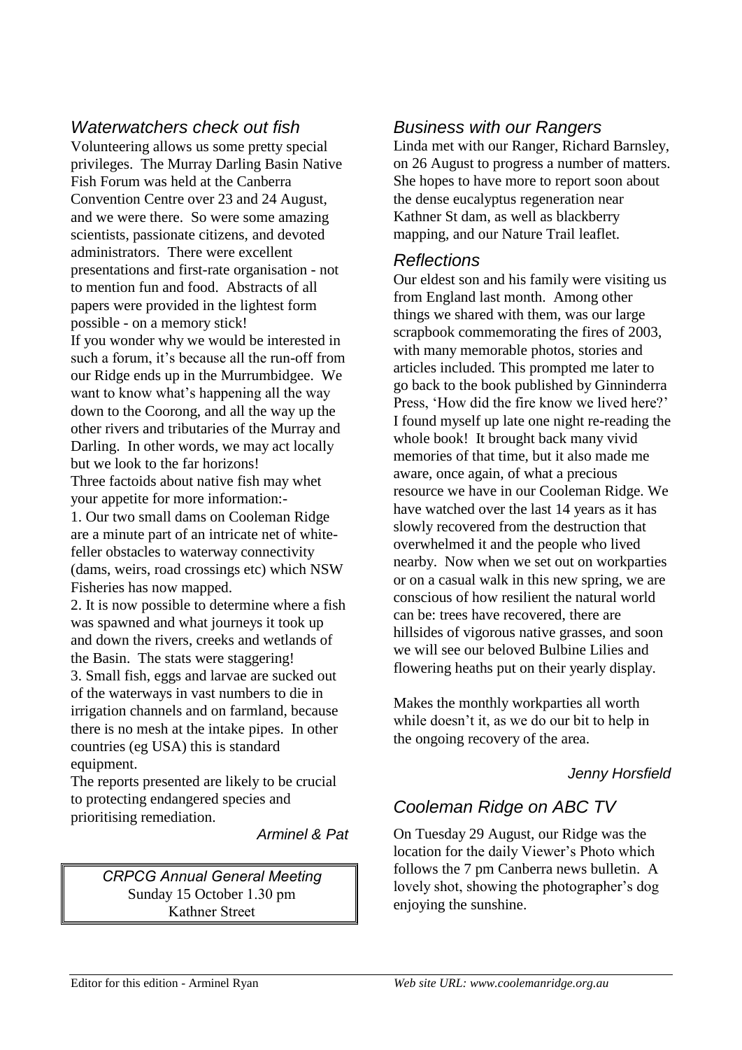## *Waterwatchers check out fish*

Volunteering allows us some pretty special privileges. The Murray Darling Basin Native Fish Forum was held at the Canberra Convention Centre over 23 and 24 August, and we were there. So were some amazing scientists, passionate citizens, and devoted administrators. There were excellent presentations and first-rate organisation - not to mention fun and food. Abstracts of all papers were provided in the lightest form possible - on a memory stick!

If you wonder why we would be interested in such a forum, it's because all the run-off from our Ridge ends up in the Murrumbidgee. We want to know what's happening all the way down to the Coorong, and all the way up the other rivers and tributaries of the Murray and Darling. In other words, we may act locally but we look to the far horizons!

Three factoids about native fish may whet your appetite for more information:-

1. Our two small dams on Cooleman Ridge are a minute part of an intricate net of white-feller obstacles to waterway connectivity (dams, weirs, road crossings etc) which NSW Fisheries has now mapped.
2. It is now possible to determine where a fish was spawned and what journeys it took up and down the rivers, creeks and wetlands of the Basin. The stats were staggering!
3. Small fish, eggs and larvae are sucked out of the waterways in vast numbers to die in irrigation channels and on farmland, because there is no mesh at the intake pipes. In other countries (eg USA) this is standard equipment.

The reports presented are likely to be crucial to protecting endangered species and prioritising remediation.

*Arminel & Pat*

*CRPCG Annual General Meeting*
Sunday 15 October 1.30 pm
Kathner Street

## *Business with our Rangers*

Linda met with our Ranger, Richard Barnsley, on 26 August to progress a number of matters. She hopes to have more to report soon about the dense eucalyptus regeneration near Kathner St dam, as well as blackberry mapping, and our Nature Trail leaflet.

## *Reflections*

Our eldest son and his family were visiting us from England last month. Among other things we shared with them, was our large scrapbook commemorating the fires of 2003, with many memorable photos, stories and articles included. This prompted me later to go back to the book published by Ginninderra Press, 'How did the fire know we lived here?' I found myself up late one night re-reading the whole book! It brought back many vivid memories of that time, but it also made me aware, once again, of what a precious resource we have in our Cooleman Ridge. We have watched over the last 14 years as it has slowly recovered from the destruction that overwhelmed it and the people who lived nearby. Now when we set out on workparties or on a casual walk in this new spring, we are conscious of how resilient the natural world can be: trees have recovered, there are hillsides of vigorous native grasses, and soon we will see our beloved Bulbine Lilies and flowering heaths put on their yearly display.

Makes the monthly workparties all worth while doesn't it, as we do our bit to help in the ongoing recovery of the area.

*Jenny Horsfield*

## *Cooleman Ridge on ABC TV*

On Tuesday 29 August, our Ridge was the location for the daily Viewer's Photo which follows the 7 pm Canberra news bulletin. A lovely shot, showing the photographer's dog enjoying the sunshine.

Editor for this edition - Arminel Ryan

*Web site URL: www.coolemanridge.org.au*